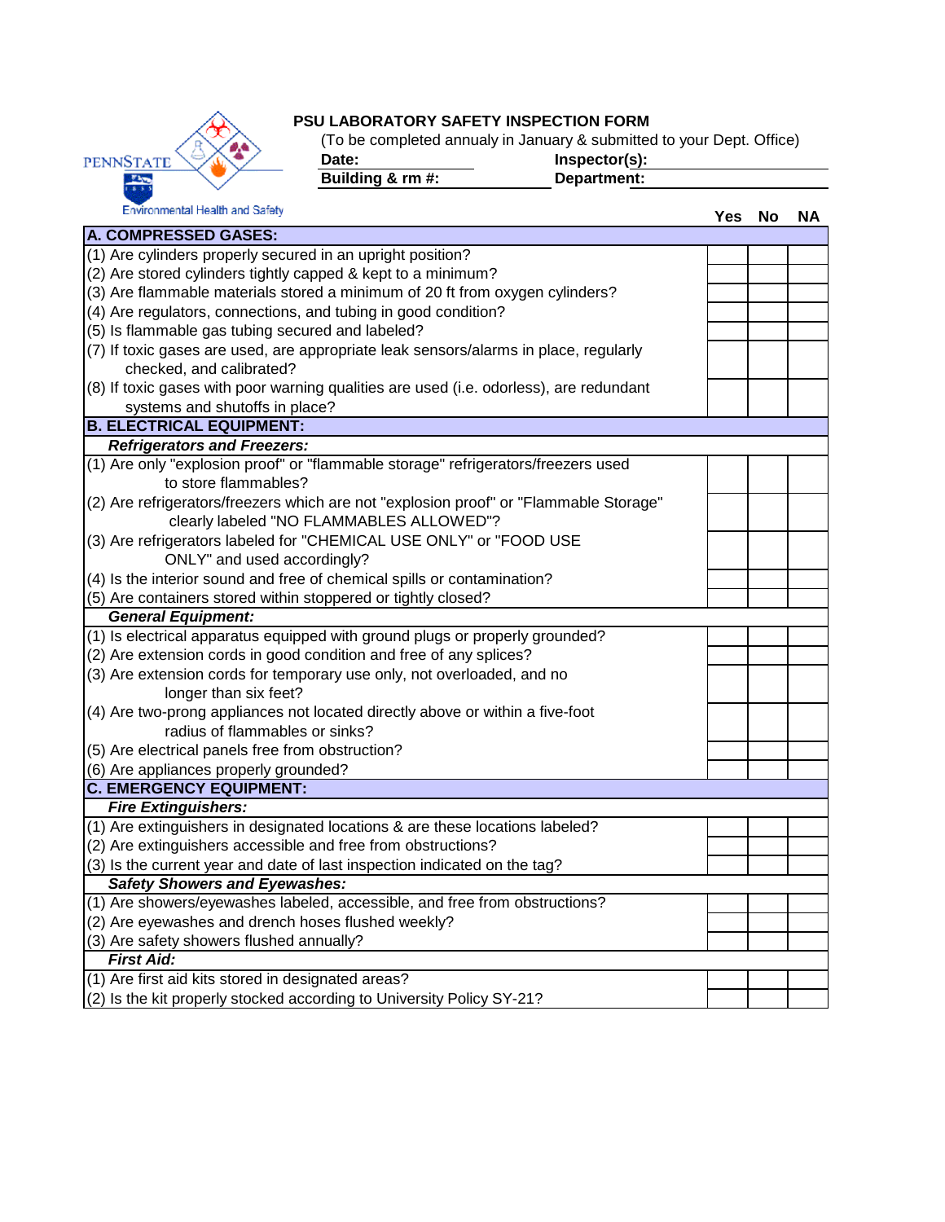PENNSTATE

Environmental Health and Safety

# PSU LABORATORY SAFETY INSPECTION FORM

(To be completed annually in January & submitted to your Dept. Office)

**Date:** **Inspector(s):**

**Building & rm #:** **Department:**

| | Yes | No | NA |
|---|---|---|---|
| **A. COMPRESSED GASES:** | | | |
| (1) Are cylinders properly secured in an upright position? | | | |
| (2) Are stored cylinders tightly capped & kept to a minimum? | | | |
| (3) Are flammable materials stored a minimum of 20 ft from oxygen cylinders? | | | |
| (4) Are regulators, connections, and tubing in good condition? | | | |
| (5) Is flammable gas tubing secured and labeled? | | | |
| (7) If toxic gases are used, are appropriate leak sensors/alarms in place, regularly checked, and calibrated? | | | |
| (8) If toxic gases with poor warning qualities are used (i.e. odorless), are redundant systems and shutoffs in place? | | | |
| **B. ELECTRICAL EQUIPMENT:** | | | |
| ***Refrigerators and Freezers:*** | | | |
| (1) Are only "explosion proof" or "flammable storage" refrigerators/freezers used to store flammables? | | | |
| (2) Are refrigerators/freezers which are not "explosion proof" or "Flammable Storage" clearly labeled "NO FLAMMABLES ALLOWED"? | | | |
| (3) Are refrigerators labeled for "CHEMICAL USE ONLY" or "FOOD USE ONLY" and used accordingly? | | | |
| (4) Is the interior sound and free of chemical spills or contamination? | | | |
| (5) Are containers stored within stoppered or tightly closed? | | | |
| ***General Equipment:*** | | | |
| (1) Is electrical apparatus equipped with ground plugs or properly grounded? | | | |
| (2) Are extension cords in good condition and free of any splices? | | | |
| (3) Are extension cords for temporary use only, not overloaded, and no longer than six feet? | | | |
| (4) Are two-prong appliances not located directly above or within a five-foot radius of flammables or sinks? | | | |
| (5) Are electrical panels free from obstruction? | | | |
| (6) Are appliances properly grounded? | | | |
| **C. EMERGENCY EQUIPMENT:** | | | |
| ***Fire Extinguishers:*** | | | |
| (1) Are extinguishers in designated locations & are these locations labeled? | | | |
| (2) Are extinguishers accessible and free from obstructions? | | | |
| (3) Is the current year and date of last inspection indicated on the tag? | | | |
| ***Safety Showers and Eyewashes:*** | | | |
| (1) Are showers/eyewashes labeled, accessible, and free from obstructions? | | | |
| (2) Are eyewashes and drench hoses flushed weekly? | | | |
| (3) Are safety showers flushed annually? | | | |
| ***First Aid:*** | | | |
| (1) Are first aid kits stored in designated areas? | | | |
| (2) Is the kit properly stocked according to University Policy SY-21? | | | |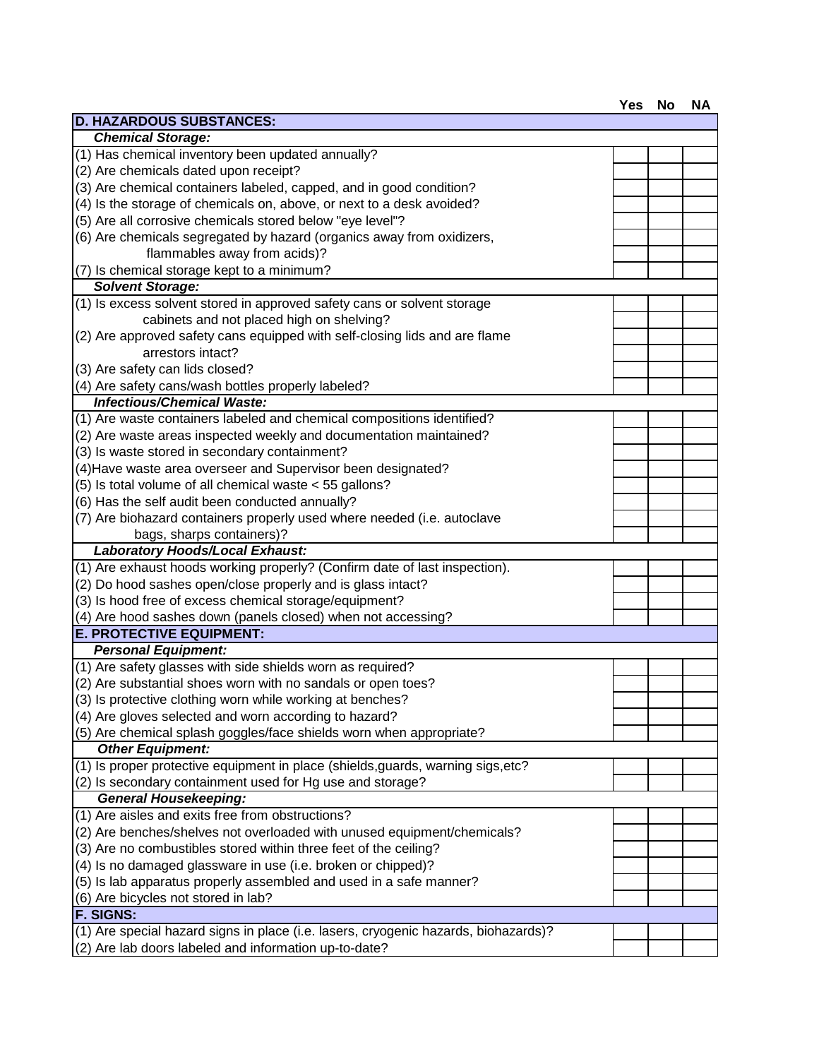| | Yes | No | NA |
|---|---|---|---|
| **D. HAZARDOUS SUBSTANCES:** | | | |
| ***Chemical Storage:*** | | | |
| (1) Has chemical inventory been updated annually? | | | |
| (2) Are chemicals dated upon receipt? | | | |
| (3) Are chemical containers labeled, capped, and in good condition? | | | |
| (4) Is the storage of chemicals on, above, or next to a desk avoided? | | | |
| (5) Are all corrosive chemicals stored below "eye level"? | | | |
| (6) Are chemicals segregated by hazard (organics away from oxidizers, flammables away from acids)? | | | |
| (7) Is chemical storage kept to a minimum? | | | |
| ***Solvent Storage:*** | | | |
| (1) Is excess solvent stored in approved safety cans or solvent storage cabinets and not placed high on shelving? | | | |
| (2) Are approved safety cans equipped with self-closing lids and are flame arrestors intact? | | | |
| (3) Are safety can lids closed? | | | |
| (4) Are safety cans/wash bottles properly labeled? | | | |
| ***Infectious/Chemical Waste:*** | | | |
| (1) Are waste containers labeled and chemical compositions identified? | | | |
| (2) Are waste areas inspected weekly and documentation maintained? | | | |
| (3) Is waste stored in secondary containment? | | | |
| (4)Have waste area overseer and Supervisor been designated? | | | |
| (5) Is total volume of all chemical waste < 55 gallons? | | | |
| (6) Has the self audit been conducted annually? | | | |
| (7) Are biohazard containers properly used where needed (i.e. autoclave bags, sharps containers)? | | | |
| ***Laboratory Hoods/Local Exhaust:*** | | | |
| (1) Are exhaust hoods working properly? (Confirm date of last inspection). | | | |
| (2) Do hood sashes open/close properly and is glass intact? | | | |
| (3) Is hood free of excess chemical storage/equipment? | | | |
| (4) Are hood sashes down (panels closed) when not accessing? | | | |
| **E. PROTECTIVE EQUIPMENT:** | | | |
| ***Personal Equipment:*** | | | |
| (1) Are safety glasses with side shields worn as required? | | | |
| (2) Are substantial shoes worn with no sandals or open toes? | | | |
| (3) Is protective clothing worn while working at benches? | | | |
| (4) Are gloves selected and worn according to hazard? | | | |
| (5) Are chemical splash goggles/face shields worn when appropriate? | | | |
| ***Other Equipment:*** | | | |
| (1) Is proper protective equipment in place (shields,guards, warning sigs,etc? | | | |
| (2) Is secondary containment used for Hg use and storage? | | | |
| ***General Housekeeping:*** | | | |
| (1) Are aisles and exits free from obstructions? | | | |
| (2) Are benches/shelves not overloaded with unused equipment/chemicals? | | | |
| (3) Are no combustibles stored within three feet of the ceiling? | | | |
| (4) Is no damaged glassware in use (i.e. broken or chipped)? | | | |
| (5) Is lab apparatus properly assembled and used in a safe manner? | | | |
| (6) Are bicycles not stored in lab? | | | |
| **F. SIGNS:** | | | |
| (1) Are special hazard signs in place (i.e. lasers, cryogenic hazards, biohazards)? | | | |
| (2) Are lab doors labeled and information up-to-date? | | | |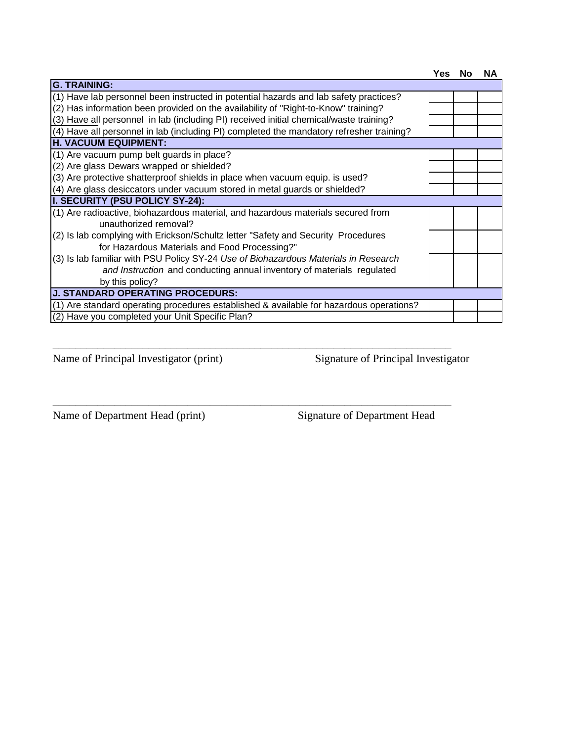| | Yes | No | NA |
|---|---|---|---|
| **G. TRAINING:** | | | |
| (1) Have lab personnel been instructed in potential hazards and lab safety practices? | | | |
| (2) Has information been provided on the availability of "Right-to-Know" training? | | | |
| (3) Have all personnel in lab (including PI) received initial chemical/waste training? | | | |
| (4) Have all personnel in lab (including PI) completed the mandatory refresher training? | | | |
| **H. VACUUM EQUIPMENT:** | | | |
| (1) Are vacuum pump belt guards in place? | | | |
| (2) Are glass Dewars wrapped or shielded? | | | |
| (3) Are protective shatterproof shields in place when vacuum equip. is used? | | | |
| (4) Are glass desiccators under vacuum stored in metal guards or shielded? | | | |
| **I. SECURITY (PSU POLICY SY-24):** | | | |
| (1) Are radioactive, biohazardous material, and hazardous materials secured from unauthorized removal? | | | |
| (2) Is lab complying with Erickson/Schultz letter "Safety and Security Procedures for Hazardous Materials and Food Processing?" | | | |
| (3) Is lab familiar with PSU Policy SY-24 *Use of Biohazardous Materials in Research and Instruction* and conducting annual inventory of materials regulated by this policy? | | | |
| **J. STANDARD OPERATING PROCEDURS:** | | | |
| (1) Are standard operating procedures established & available for hazardous operations? | | | |
| (2) Have you completed your Unit Specific Plan? | | | |

\_\_\_\_\_\_\_\_\_\_\_\_\_\_\_\_\_\_\_\_\_\_\_\_\_\_\_\_\_\_\_\_\_\_\_\_\_\_\_\_\_\_\_\_\_\_\_\_\_\_\_\_\_\_\_\_\_\_\_\_\_\_\_\_\_\_\_\_\_\_

Name of Principal Investigator (print) Signature of Principal Investigator

\_\_\_\_\_\_\_\_\_\_\_\_\_\_\_\_\_\_\_\_\_\_\_\_\_\_\_\_\_\_\_\_\_\_\_\_\_\_\_\_\_\_\_\_\_\_\_\_\_\_\_\_\_\_\_\_\_\_\_\_\_\_\_\_\_\_\_\_\_\_

Name of Department Head (print) Signature of Department Head